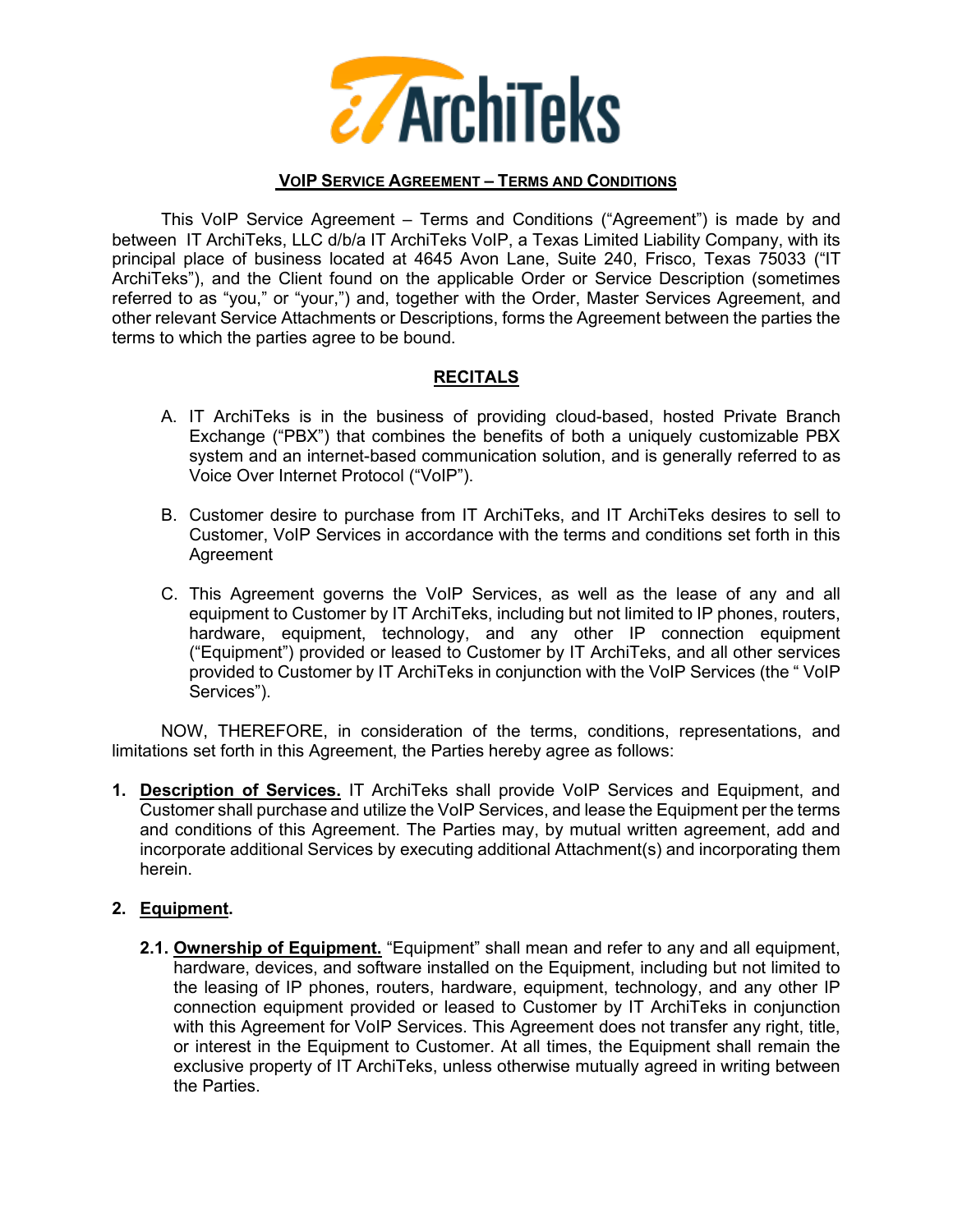# VOIP SERVICE AGREEMENT – TERMS AND CONDITIONS

This VoIP Service Agreement – Terms and Conditions ("Agreement") is made by and between IT ArchiTeks, LLC d/b/a IT ArchiTeks VoIP, a Texas Limited Liability Company, with its principal place of business located at 4645 Avon Lane, Suite 240, Frisco, Texas 75033 ("IT ArchiTeks"), and the Client found on the applicable Order or Service Description (sometimes referred to as "you," or "your,") and, together with the Order, Master Services Agreement, and other relevant Service Attachments or Descriptions, forms the Agreement between the parties the terms to which the parties agree to be bound.

## RECITALS

A. IT ArchiTeks is in the business of providing cloud-based, hosted Private Branch Exchange ("PBX") that combines the benefits of both a uniquely customizable PBX system and an internet-based communication solution, and is generally referred to as Voice Over Internet Protocol ("VoIP").

B. Customer desire to purchase from IT ArchiTeks, and IT ArchiTeks desires to sell to Customer, VoIP Services in accordance with the terms and conditions set forth in this Agreement

C. This Agreement governs the VoIP Services, as well as the lease of any and all equipment to Customer by IT ArchiTeks, including but not limited to IP phones, routers, hardware, equipment, technology, and any other IP connection equipment ("Equipment") provided or leased to Customer by IT ArchiTeks, and all other services provided to Customer by IT ArchiTeks in conjunction with the VoIP Services (the " VoIP Services").

NOW, THEREFORE, in consideration of the terms, conditions, representations, and limitations set forth in this Agreement, the Parties hereby agree as follows:

1. **Description of Services.** IT ArchiTeks shall provide VoIP Services and Equipment, and Customer shall purchase and utilize the VoIP Services, and lease the Equipment per the terms and conditions of this Agreement. The Parties may, by mutual written agreement, add and incorporate additional Services by executing additional Attachment(s) and incorporating them herein.

2. **Equipment.**

   2.1. **Ownership of Equipment.** "Equipment" shall mean and refer to any and all equipment, hardware, devices, and software installed on the Equipment, including but not limited to the leasing of IP phones, routers, hardware, equipment, technology, and any other IP connection equipment provided or leased to Customer by IT ArchiTeks in conjunction with this Agreement for VoIP Services. This Agreement does not transfer any right, title, or interest in the Equipment to Customer. At all times, the Equipment shall remain the exclusive property of IT ArchiTeks, unless otherwise mutually agreed in writing between the Parties.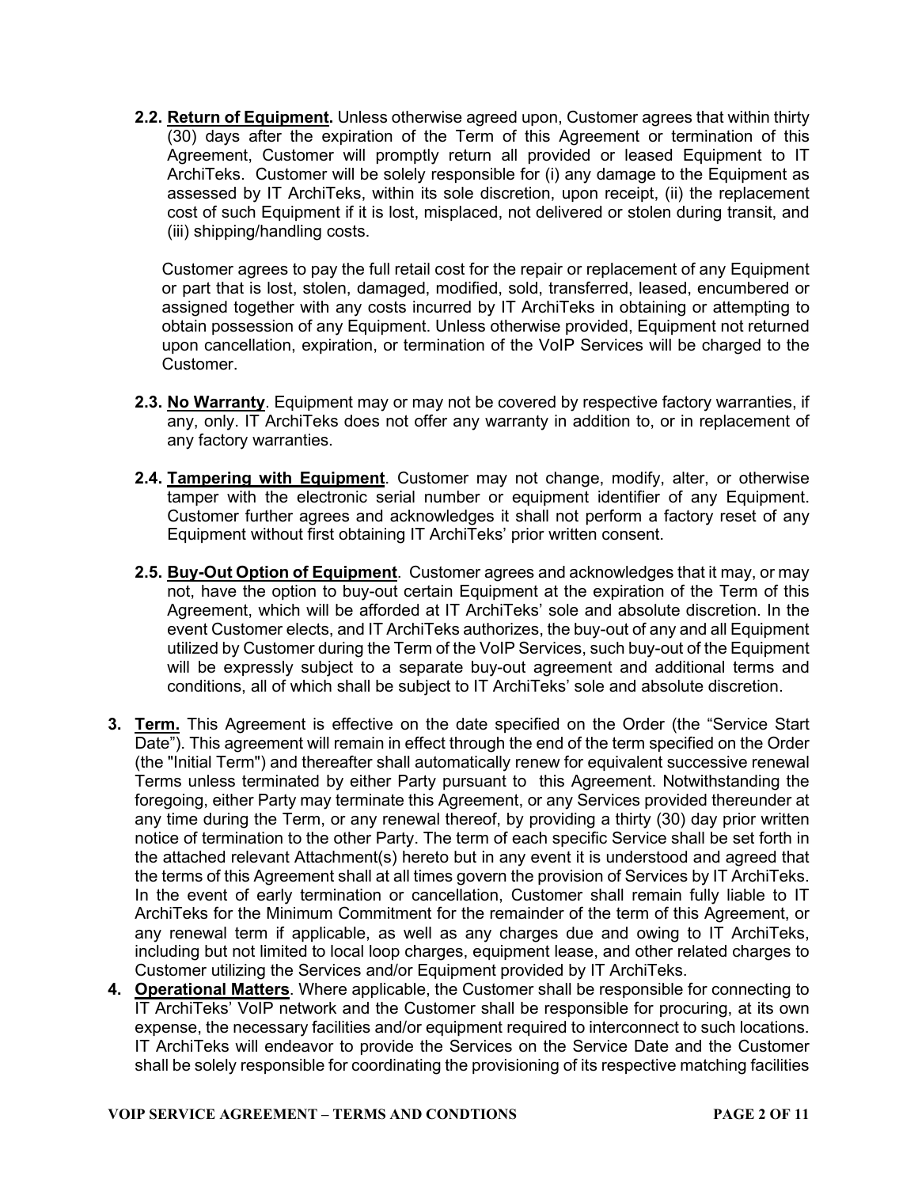2.2. **Return of Equipment.** Unless otherwise agreed upon, Customer agrees that within thirty (30) days after the expiration of the Term of this Agreement or termination of this Agreement, Customer will promptly return all provided or leased Equipment to IT ArchiTeks. Customer will be solely responsible for (i) any damage to the Equipment as assessed by IT ArchiTeks, within its sole discretion, upon receipt, (ii) the replacement cost of such Equipment if it is lost, misplaced, not delivered or stolen during transit, and (iii) shipping/handling costs.

Customer agrees to pay the full retail cost for the repair or replacement of any Equipment or part that is lost, stolen, damaged, modified, sold, transferred, leased, encumbered or assigned together with any costs incurred by IT ArchiTeks in obtaining or attempting to obtain possession of any Equipment. Unless otherwise provided, Equipment not returned upon cancellation, expiration, or termination of the VoIP Services will be charged to the Customer.

2.3. **No Warranty**. Equipment may or may not be covered by respective factory warranties, if any, only. IT ArchiTeks does not offer any warranty in addition to, or in replacement of any factory warranties.

2.4. **Tampering with Equipment**. Customer may not change, modify, alter, or otherwise tamper with the electronic serial number or equipment identifier of any Equipment. Customer further agrees and acknowledges it shall not perform a factory reset of any Equipment without first obtaining IT ArchiTeks' prior written consent.

2.5. **Buy-Out Option of Equipment**. Customer agrees and acknowledges that it may, or may not, have the option to buy-out certain Equipment at the expiration of the Term of this Agreement, which will be afforded at IT ArchiTeks' sole and absolute discretion. In the event Customer elects, and IT ArchiTeks authorizes, the buy-out of any and all Equipment utilized by Customer during the Term of the VoIP Services, such buy-out of the Equipment will be expressly subject to a separate buy-out agreement and additional terms and conditions, all of which shall be subject to IT ArchiTeks' sole and absolute discretion.

3. **Term.** This Agreement is effective on the date specified on the Order (the "Service Start Date"). This agreement will remain in effect through the end of the term specified on the Order (the "Initial Term") and thereafter shall automatically renew for equivalent successive renewal Terms unless terminated by either Party pursuant to this Agreement. Notwithstanding the foregoing, either Party may terminate this Agreement, or any Services provided thereunder at any time during the Term, or any renewal thereof, by providing a thirty (30) day prior written notice of termination to the other Party. The term of each specific Service shall be set forth in the attached relevant Attachment(s) hereto but in any event it is understood and agreed that the terms of this Agreement shall at all times govern the provision of Services by IT ArchiTeks. In the event of early termination or cancellation, Customer shall remain fully liable to IT ArchiTeks for the Minimum Commitment for the remainder of the term of this Agreement, or any renewal term if applicable, as well as any charges due and owing to IT ArchiTeks, including but not limited to local loop charges, equipment lease, and other related charges to Customer utilizing the Services and/or Equipment provided by IT ArchiTeks.

4. **Operational Matters**. Where applicable, the Customer shall be responsible for connecting to IT ArchiTeks' VoIP network and the Customer shall be responsible for procuring, at its own expense, the necessary facilities and/or equipment required to interconnect to such locations. IT ArchiTeks will endeavor to provide the Services on the Service Date and the Customer shall be solely responsible for coordinating the provisioning of its respective matching facilities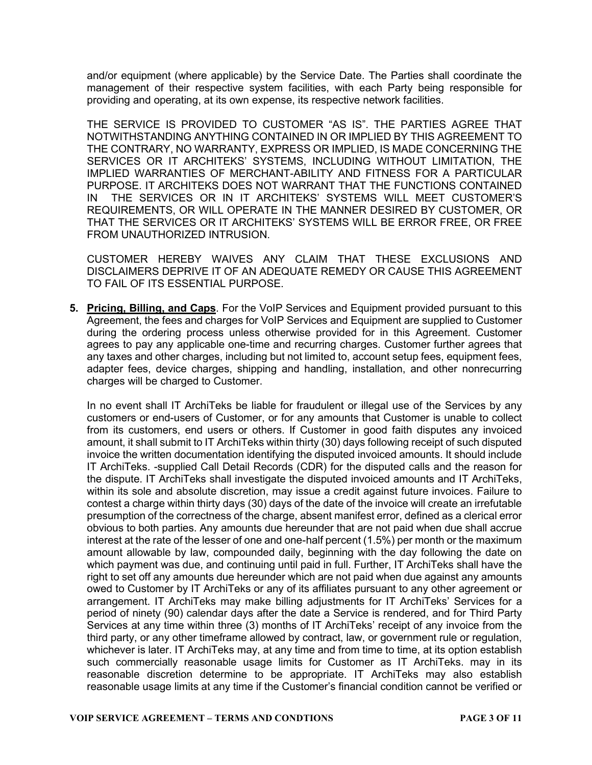and/or equipment (where applicable) by the Service Date. The Parties shall coordinate the management of their respective system facilities, with each Party being responsible for providing and operating, at its own expense, its respective network facilities.

THE SERVICE IS PROVIDED TO CUSTOMER "AS IS". THE PARTIES AGREE THAT NOTWITHSTANDING ANYTHING CONTAINED IN OR IMPLIED BY THIS AGREEMENT TO THE CONTRARY, NO WARRANTY, EXPRESS OR IMPLIED, IS MADE CONCERNING THE SERVICES OR IT ARCHITEKS' SYSTEMS, INCLUDING WITHOUT LIMITATION, THE IMPLIED WARRANTIES OF MERCHANT-ABILITY AND FITNESS FOR A PARTICULAR PURPOSE. IT ARCHITEKS DOES NOT WARRANT THAT THE FUNCTIONS CONTAINED IN THE SERVICES OR IN IT ARCHITEKS' SYSTEMS WILL MEET CUSTOMER'S REQUIREMENTS, OR WILL OPERATE IN THE MANNER DESIRED BY CUSTOMER, OR THAT THE SERVICES OR IT ARCHITEKS' SYSTEMS WILL BE ERROR FREE, OR FREE FROM UNAUTHORIZED INTRUSION.

CUSTOMER HEREBY WAIVES ANY CLAIM THAT THESE EXCLUSIONS AND DISCLAIMERS DEPRIVE IT OF AN ADEQUATE REMEDY OR CAUSE THIS AGREEMENT TO FAIL OF ITS ESSENTIAL PURPOSE.

5. **Pricing, Billing, and Caps**. For the VoIP Services and Equipment provided pursuant to this Agreement, the fees and charges for VoIP Services and Equipment are supplied to Customer during the ordering process unless otherwise provided for in this Agreement. Customer agrees to pay any applicable one-time and recurring charges. Customer further agrees that any taxes and other charges, including but not limited to, account setup fees, equipment fees, adapter fees, device charges, shipping and handling, installation, and other nonrecurring charges will be charged to Customer.

   In no event shall IT ArchiTeks be liable for fraudulent or illegal use of the Services by any customers or end-users of Customer, or for any amounts that Customer is unable to collect from its customers, end users or others. If Customer in good faith disputes any invoiced amount, it shall submit to IT ArchiTeks within thirty (30) days following receipt of such disputed invoice the written documentation identifying the disputed invoiced amounts. It should include IT ArchiTeks. -supplied Call Detail Records (CDR) for the disputed calls and the reason for the dispute. IT ArchiTeks shall investigate the disputed invoiced amounts and IT ArchiTeks, within its sole and absolute discretion, may issue a credit against future invoices. Failure to contest a charge within thirty days (30) days of the date of the invoice will create an irrefutable presumption of the correctness of the charge, absent manifest error, defined as a clerical error obvious to both parties. Any amounts due hereunder that are not paid when due shall accrue interest at the rate of the lesser of one and one-half percent (1.5%) per month or the maximum amount allowable by law, compounded daily, beginning with the day following the date on which payment was due, and continuing until paid in full. Further, IT ArchiTeks shall have the right to set off any amounts due hereunder which are not paid when due against any amounts owed to Customer by IT ArchiTeks or any of its affiliates pursuant to any other agreement or arrangement. IT ArchiTeks may make billing adjustments for IT ArchiTeks' Services for a period of ninety (90) calendar days after the date a Service is rendered, and for Third Party Services at any time within three (3) months of IT ArchiTeks' receipt of any invoice from the third party, or any other timeframe allowed by contract, law, or government rule or regulation, whichever is later. IT ArchiTeks may, at any time and from time to time, at its option establish such commercially reasonable usage limits for Customer as IT ArchiTeks. may in its reasonable discretion determine to be appropriate. IT ArchiTeks may also establish reasonable usage limits at any time if the Customer's financial condition cannot be verified or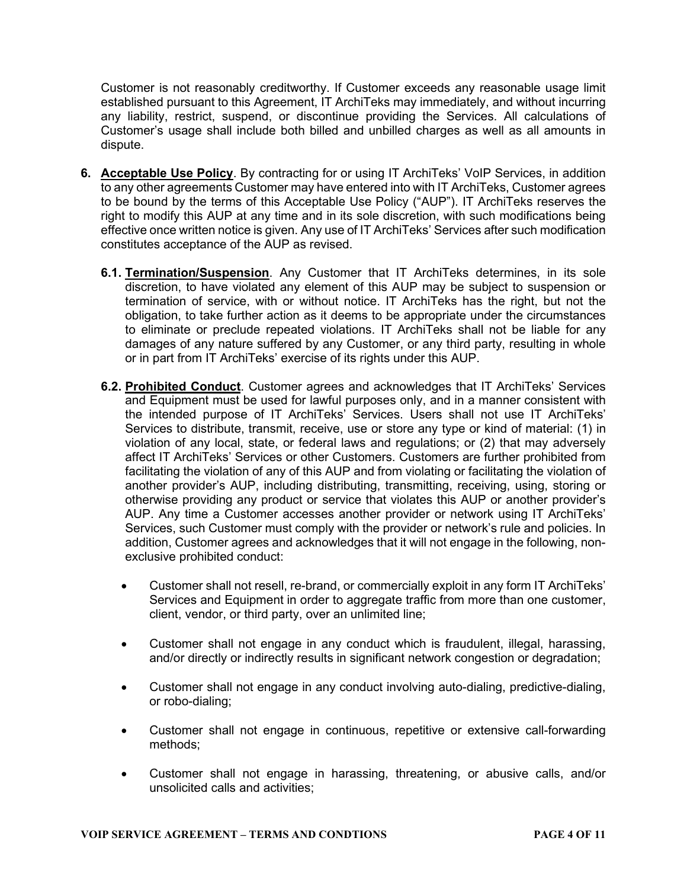Customer is not reasonably creditworthy. If Customer exceeds any reasonable usage limit established pursuant to this Agreement, IT ArchiTeks may immediately, and without incurring any liability, restrict, suspend, or discontinue providing the Services. All calculations of Customer's usage shall include both billed and unbilled charges as well as all amounts in dispute.

**6. Acceptable Use Policy**. By contracting for or using IT ArchiTeks' VoIP Services, in addition to any other agreements Customer may have entered into with IT ArchiTeks, Customer agrees to be bound by the terms of this Acceptable Use Policy ("AUP"). IT ArchiTeks reserves the right to modify this AUP at any time and in its sole discretion, with such modifications being effective once written notice is given. Any use of IT ArchiTeks' Services after such modification constitutes acceptance of the AUP as revised.

**6.1. Termination/Suspension**. Any Customer that IT ArchiTeks determines, in its sole discretion, to have violated any element of this AUP may be subject to suspension or termination of service, with or without notice. IT ArchiTeks has the right, but not the obligation, to take further action as it deems to be appropriate under the circumstances to eliminate or preclude repeated violations. IT ArchiTeks shall not be liable for any damages of any nature suffered by any Customer, or any third party, resulting in whole or in part from IT ArchiTeks' exercise of its rights under this AUP.

**6.2. Prohibited Conduct**. Customer agrees and acknowledges that IT ArchiTeks' Services and Equipment must be used for lawful purposes only, and in a manner consistent with the intended purpose of IT ArchiTeks' Services. Users shall not use IT ArchiTeks' Services to distribute, transmit, receive, use or store any type or kind of material: (1) in violation of any local, state, or federal laws and regulations; or (2) that may adversely affect IT ArchiTeks' Services or other Customers. Customers are further prohibited from facilitating the violation of any of this AUP and from violating or facilitating the violation of another provider's AUP, including distributing, transmitting, receiving, using, storing or otherwise providing any product or service that violates this AUP or another provider's AUP. Any time a Customer accesses another provider or network using IT ArchiTeks' Services, such Customer must comply with the provider or network's rule and policies. In addition, Customer agrees and acknowledges that it will not engage in the following, non-exclusive prohibited conduct:

- Customer shall not resell, re-brand, or commercially exploit in any form IT ArchiTeks' Services and Equipment in order to aggregate traffic from more than one customer, client, vendor, or third party, over an unlimited line;
- Customer shall not engage in any conduct which is fraudulent, illegal, harassing, and/or directly or indirectly results in significant network congestion or degradation;
- Customer shall not engage in any conduct involving auto-dialing, predictive-dialing, or robo-dialing;
- Customer shall not engage in continuous, repetitive or extensive call-forwarding methods;
- Customer shall not engage in harassing, threatening, or abusive calls, and/or unsolicited calls and activities;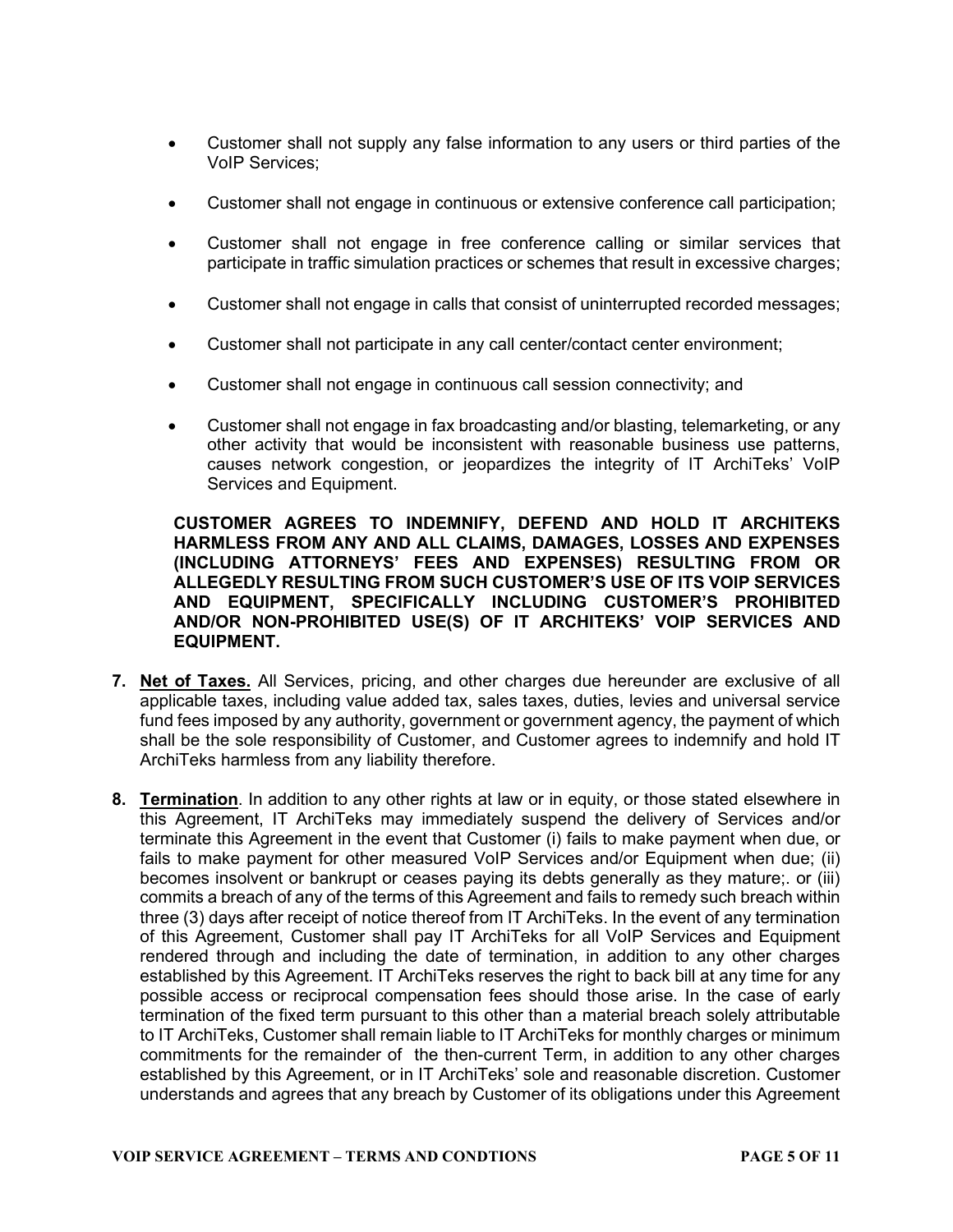- Customer shall not supply any false information to any users or third parties of the VoIP Services;
- Customer shall not engage in continuous or extensive conference call participation;
- Customer shall not engage in free conference calling or similar services that participate in traffic simulation practices or schemes that result in excessive charges;
- Customer shall not engage in calls that consist of uninterrupted recorded messages;
- Customer shall not participate in any call center/contact center environment;
- Customer shall not engage in continuous call session connectivity; and
- Customer shall not engage in fax broadcasting and/or blasting, telemarketing, or any other activity that would be inconsistent with reasonable business use patterns, causes network congestion, or jeopardizes the integrity of IT ArchiTeks' VoIP Services and Equipment.

**CUSTOMER AGREES TO INDEMNIFY, DEFEND AND HOLD IT ARCHITEKS HARMLESS FROM ANY AND ALL CLAIMS, DAMAGES, LOSSES AND EXPENSES (INCLUDING ATTORNEYS' FEES AND EXPENSES) RESULTING FROM OR ALLEGEDLY RESULTING FROM SUCH CUSTOMER'S USE OF ITS VOIP SERVICES AND EQUIPMENT, SPECIFICALLY INCLUDING CUSTOMER'S PROHIBITED AND/OR NON-PROHIBITED USE(S) OF IT ARCHITEKS' VOIP SERVICES AND EQUIPMENT.**

7. **Net of Taxes.** All Services, pricing, and other charges due hereunder are exclusive of all applicable taxes, including value added tax, sales taxes, duties, levies and universal service fund fees imposed by any authority, government or government agency, the payment of which shall be the sole responsibility of Customer, and Customer agrees to indemnify and hold IT ArchiTeks harmless from any liability therefore.

8. **Termination**. In addition to any other rights at law or in equity, or those stated elsewhere in this Agreement, IT ArchiTeks may immediately suspend the delivery of Services and/or terminate this Agreement in the event that Customer (i) fails to make payment when due, or fails to make payment for other measured VoIP Services and/or Equipment when due; (ii) becomes insolvent or bankrupt or ceases paying its debts generally as they mature;. or (iii) commits a breach of any of the terms of this Agreement and fails to remedy such breach within three (3) days after receipt of notice thereof from IT ArchiTeks. In the event of any termination of this Agreement, Customer shall pay IT ArchiTeks for all VoIP Services and Equipment rendered through and including the date of termination, in addition to any other charges established by this Agreement. IT ArchiTeks reserves the right to back bill at any time for any possible access or reciprocal compensation fees should those arise. In the case of early termination of the fixed term pursuant to this other than a material breach solely attributable to IT ArchiTeks, Customer shall remain liable to IT ArchiTeks for monthly charges or minimum commitments for the remainder of the then-current Term, in addition to any other charges established by this Agreement, or in IT ArchiTeks' sole and reasonable discretion. Customer understands and agrees that any breach by Customer of its obligations under this Agreement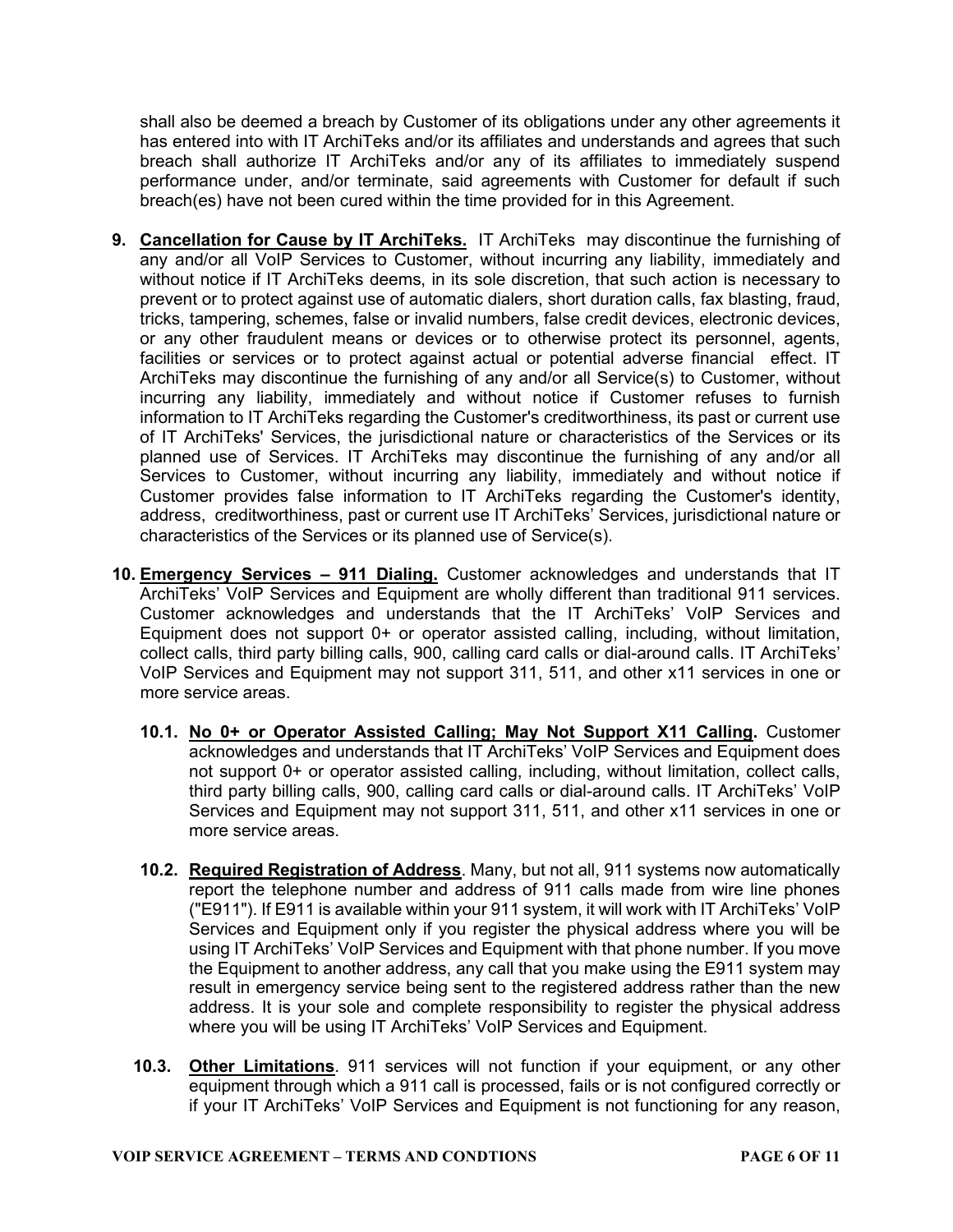shall also be deemed a breach by Customer of its obligations under any other agreements it has entered into with IT ArchiTeks and/or its affiliates and understands and agrees that such breach shall authorize IT ArchiTeks and/or any of its affiliates to immediately suspend performance under, and/or terminate, said agreements with Customer for default if such breach(es) have not been cured within the time provided for in this Agreement.

9. **Cancellation for Cause by IT ArchiTeks.** IT ArchiTeks may discontinue the furnishing of any and/or all VoIP Services to Customer, without incurring any liability, immediately and without notice if IT ArchiTeks deems, in its sole discretion, that such action is necessary to prevent or to protect against use of automatic dialers, short duration calls, fax blasting, fraud, tricks, tampering, schemes, false or invalid numbers, false credit devices, electronic devices, or any other fraudulent means or devices or to otherwise protect its personnel, agents, facilities or services or to protect against actual or potential adverse financial effect. IT ArchiTeks may discontinue the furnishing of any and/or all Service(s) to Customer, without incurring any liability, immediately and without notice if Customer refuses to furnish information to IT ArchiTeks regarding the Customer's creditworthiness, its past or current use of IT ArchiTeks' Services, the jurisdictional nature or characteristics of the Services or its planned use of Services. IT ArchiTeks may discontinue the furnishing of any and/or all Services to Customer, without incurring any liability, immediately and without notice if Customer provides false information to IT ArchiTeks regarding the Customer's identity, address, creditworthiness, past or current use IT ArchiTeks' Services, jurisdictional nature or characteristics of the Services or its planned use of Service(s).

10. **Emergency Services – 911 Dialing.** Customer acknowledges and understands that IT ArchiTeks' VoIP Services and Equipment are wholly different than traditional 911 services. Customer acknowledges and understands that the IT ArchiTeks' VoIP Services and Equipment does not support 0+ or operator assisted calling, including, without limitation, collect calls, third party billing calls, 900, calling card calls or dial-around calls. IT ArchiTeks' VoIP Services and Equipment may not support 311, 511, and other x11 services in one or more service areas.

    10.1. **No 0+ or Operator Assisted Calling; May Not Support X11 Calling.** Customer acknowledges and understands that IT ArchiTeks' VoIP Services and Equipment does not support 0+ or operator assisted calling, including, without limitation, collect calls, third party billing calls, 900, calling card calls or dial-around calls. IT ArchiTeks' VoIP Services and Equipment may not support 311, 511, and other x11 services in one or more service areas.

    10.2. **Required Registration of Address**. Many, but not all, 911 systems now automatically report the telephone number and address of 911 calls made from wire line phones ("E911"). If E911 is available within your 911 system, it will work with IT ArchiTeks' VoIP Services and Equipment only if you register the physical address where you will be using IT ArchiTeks' VoIP Services and Equipment with that phone number. If you move the Equipment to another address, any call that you make using the E911 system may result in emergency service being sent to the registered address rather than the new address. It is your sole and complete responsibility to register the physical address where you will be using IT ArchiTeks' VoIP Services and Equipment.

    10.3. **Other Limitations**. 911 services will not function if your equipment, or any other equipment through which a 911 call is processed, fails or is not configured correctly or if your IT ArchiTeks' VoIP Services and Equipment is not functioning for any reason,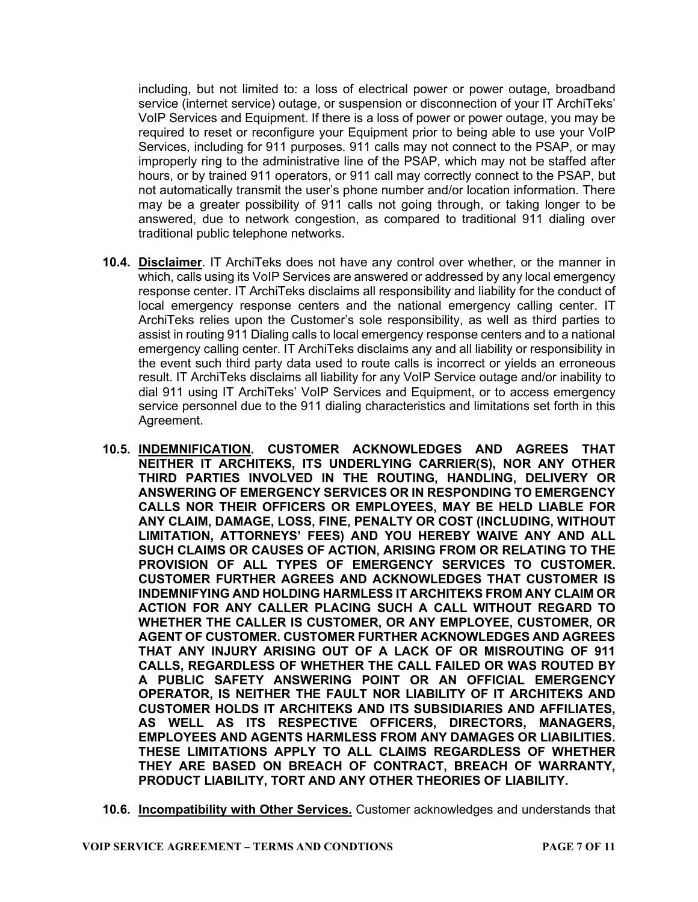including, but not limited to: a loss of electrical power or power outage, broadband service (internet service) outage, or suspension or disconnection of your IT ArchiTeks' VoIP Services and Equipment. If there is a loss of power or power outage, you may be required to reset or reconfigure your Equipment prior to being able to use your VoIP Services, including for 911 purposes. 911 calls may not connect to the PSAP, or may improperly ring to the administrative line of the PSAP, which may not be staffed after hours, or by trained 911 operators, or 911 call may correctly connect to the PSAP, but not automatically transmit the user's phone number and/or location information. There may be a greater possibility of 911 calls not going through, or taking longer to be answered, due to network congestion, as compared to traditional 911 dialing over traditional public telephone networks.

**10.4.** **<u>Disclaimer</u>**. IT ArchiTeks does not have any control over whether, or the manner in which, calls using its VoIP Services are answered or addressed by any local emergency response center. IT ArchiTeks disclaims all responsibility and liability for the conduct of local emergency response centers and the national emergency calling center. IT ArchiTeks relies upon the Customer's sole responsibility, as well as third parties to assist in routing 911 Dialing calls to local emergency response centers and to a national emergency calling center. IT ArchiTeks disclaims any and all liability or responsibility in the event such third party data used to route calls is incorrect or yields an erroneous result. IT ArchiTeks disclaims all liability for any VoIP Service outage and/or inability to dial 911 using IT ArchiTeks' VoIP Services and Equipment, or to access emergency service personnel due to the 911 dialing characteristics and limitations set forth in this Agreement.

**10.5. <u>INDEMNIFICATION</u>. CUSTOMER ACKNOWLEDGES AND AGREES THAT NEITHER IT ARCHITEKS, ITS UNDERLYING CARRIER(S), NOR ANY OTHER THIRD PARTIES INVOLVED IN THE ROUTING, HANDLING, DELIVERY OR ANSWERING OF EMERGENCY SERVICES OR IN RESPONDING TO EMERGENCY CALLS NOR THEIR OFFICERS OR EMPLOYEES, MAY BE HELD LIABLE FOR ANY CLAIM, DAMAGE, LOSS, FINE, PENALTY OR COST (INCLUDING, WITHOUT LIMITATION, ATTORNEYS' FEES) AND YOU HEREBY WAIVE ANY AND ALL SUCH CLAIMS OR CAUSES OF ACTION, ARISING FROM OR RELATING TO THE PROVISION OF ALL TYPES OF EMERGENCY SERVICES TO CUSTOMER. CUSTOMER FURTHER AGREES AND ACKNOWLEDGES THAT CUSTOMER IS INDEMNIFYING AND HOLDING HARMLESS IT ARCHITEKS FROM ANY CLAIM OR ACTION FOR ANY CALLER PLACING SUCH A CALL WITHOUT REGARD TO WHETHER THE CALLER IS CUSTOMER, OR ANY EMPLOYEE, CUSTOMER, OR AGENT OF CUSTOMER. CUSTOMER FURTHER ACKNOWLEDGES AND AGREES THAT ANY INJURY ARISING OUT OF A LACK OF OR MISROUTING OF 911 CALLS, REGARDLESS OF WHETHER THE CALL FAILED OR WAS ROUTED BY A PUBLIC SAFETY ANSWERING POINT OR AN OFFICIAL EMERGENCY OPERATOR, IS NEITHER THE FAULT NOR LIABILITY OF IT ARCHITEKS AND CUSTOMER HOLDS IT ARCHITEKS AND ITS SUBSIDIARIES AND AFFILIATES, AS WELL AS ITS RESPECTIVE OFFICERS, DIRECTORS, MANAGERS, EMPLOYEES AND AGENTS HARMLESS FROM ANY DAMAGES OR LIABILITIES. THESE LIMITATIONS APPLY TO ALL CLAIMS REGARDLESS OF WHETHER THEY ARE BASED ON BREACH OF CONTRACT, BREACH OF WARRANTY, PRODUCT LIABILITY, TORT AND ANY OTHER THEORIES OF LIABILITY.**

**10.6.** **<u>Incompatibility with Other Services.</u>** Customer acknowledges and understands that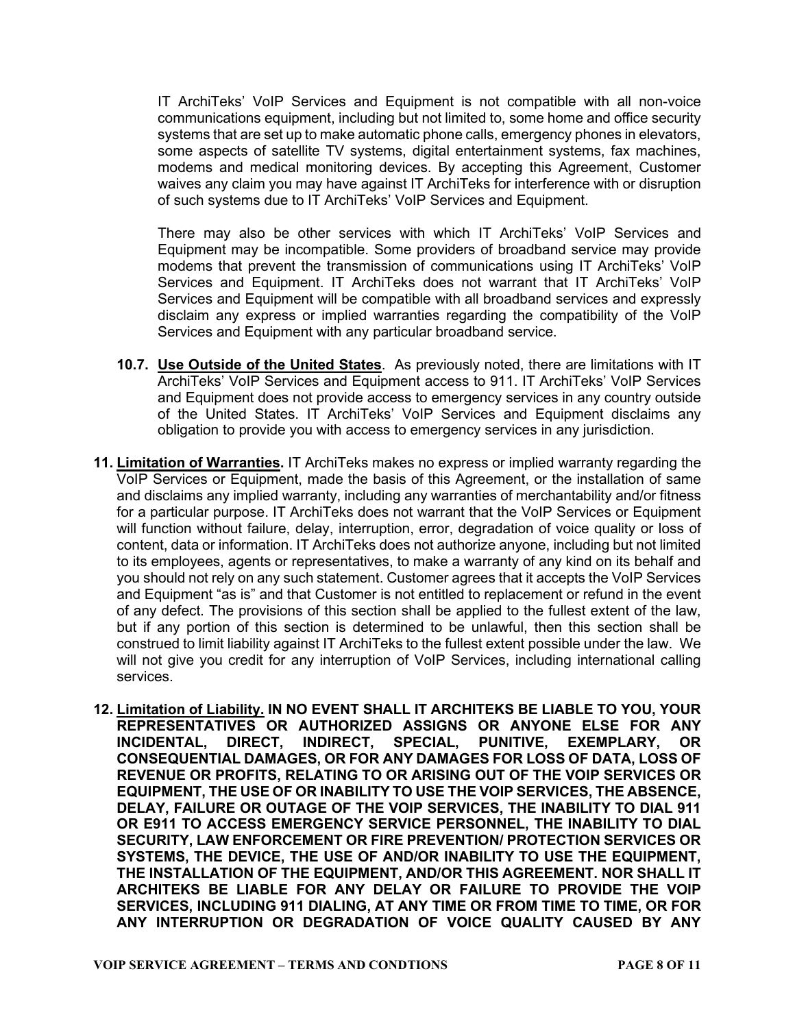IT ArchiTeks' VoIP Services and Equipment is not compatible with all non-voice communications equipment, including but not limited to, some home and office security systems that are set up to make automatic phone calls, emergency phones in elevators, some aspects of satellite TV systems, digital entertainment systems, fax machines, modems and medical monitoring devices. By accepting this Agreement, Customer waives any claim you may have against IT ArchiTeks for interference with or disruption of such systems due to IT ArchiTeks' VoIP Services and Equipment.

There may also be other services with which IT ArchiTeks' VoIP Services and Equipment may be incompatible. Some providers of broadband service may provide modems that prevent the transmission of communications using IT ArchiTeks' VoIP Services and Equipment. IT ArchiTeks does not warrant that IT ArchiTeks' VoIP Services and Equipment will be compatible with all broadband services and expressly disclaim any express or implied warranties regarding the compatibility of the VoIP Services and Equipment with any particular broadband service.

**10.7.** **Use Outside of the United States**. As previously noted, there are limitations with IT ArchiTeks' VoIP Services and Equipment access to 911. IT ArchiTeks' VoIP Services and Equipment does not provide access to emergency services in any country outside of the United States. IT ArchiTeks' VoIP Services and Equipment disclaims any obligation to provide you with access to emergency services in any jurisdiction.

**11. Limitation of Warranties.** IT ArchiTeks makes no express or implied warranty regarding the VoIP Services or Equipment, made the basis of this Agreement, or the installation of same and disclaims any implied warranty, including any warranties of merchantability and/or fitness for a particular purpose. IT ArchiTeks does not warrant that the VoIP Services or Equipment will function without failure, delay, interruption, error, degradation of voice quality or loss of content, data or information. IT ArchiTeks does not authorize anyone, including but not limited to its employees, agents or representatives, to make a warranty of any kind on its behalf and you should not rely on any such statement. Customer agrees that it accepts the VoIP Services and Equipment "as is" and that Customer is not entitled to replacement or refund in the event of any defect. The provisions of this section shall be applied to the fullest extent of the law, but if any portion of this section is determined to be unlawful, then this section shall be construed to limit liability against IT ArchiTeks to the fullest extent possible under the law. We will not give you credit for any interruption of VoIP Services, including international calling services.

**12. Limitation of Liability. IN NO EVENT SHALL IT ARCHITEKS BE LIABLE TO YOU, YOUR REPRESENTATIVES OR AUTHORIZED ASSIGNS OR ANYONE ELSE FOR ANY INCIDENTAL, DIRECT, INDIRECT, SPECIAL, PUNITIVE, EXEMPLARY, OR CONSEQUENTIAL DAMAGES, OR FOR ANY DAMAGES FOR LOSS OF DATA, LOSS OF REVENUE OR PROFITS, RELATING TO OR ARISING OUT OF THE VOIP SERVICES OR EQUIPMENT, THE USE OF OR INABILITY TO USE THE VOIP SERVICES, THE ABSENCE, DELAY, FAILURE OR OUTAGE OF THE VOIP SERVICES, THE INABILITY TO DIAL 911 OR E911 TO ACCESS EMERGENCY SERVICE PERSONNEL, THE INABILITY TO DIAL SECURITY, LAW ENFORCEMENT OR FIRE PREVENTION/ PROTECTION SERVICES OR SYSTEMS, THE DEVICE, THE USE OF AND/OR INABILITY TO USE THE EQUIPMENT, THE INSTALLATION OF THE EQUIPMENT, AND/OR THIS AGREEMENT. NOR SHALL IT ARCHITEKS BE LIABLE FOR ANY DELAY OR FAILURE TO PROVIDE THE VOIP SERVICES, INCLUDING 911 DIALING, AT ANY TIME OR FROM TIME TO TIME, OR FOR ANY INTERRUPTION OR DEGRADATION OF VOICE QUALITY CAUSED BY ANY**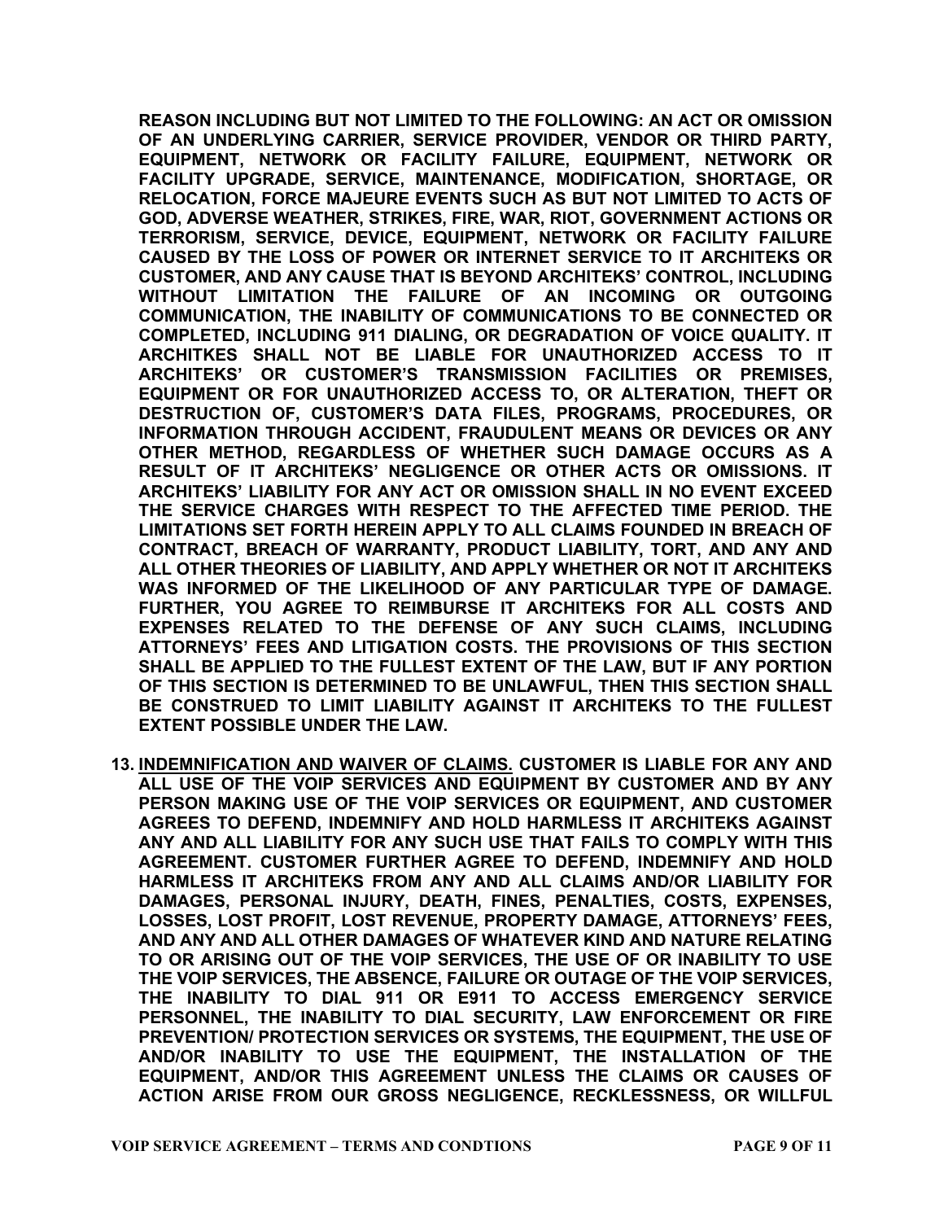**REASON INCLUDING BUT NOT LIMITED TO THE FOLLOWING: AN ACT OR OMISSION OF AN UNDERLYING CARRIER, SERVICE PROVIDER, VENDOR OR THIRD PARTY, EQUIPMENT, NETWORK OR FACILITY FAILURE, EQUIPMENT, NETWORK OR FACILITY UPGRADE, SERVICE, MAINTENANCE, MODIFICATION, SHORTAGE, OR RELOCATION, FORCE MAJEURE EVENTS SUCH AS BUT NOT LIMITED TO ACTS OF GOD, ADVERSE WEATHER, STRIKES, FIRE, WAR, RIOT, GOVERNMENT ACTIONS OR TERRORISM, SERVICE, DEVICE, EQUIPMENT, NETWORK OR FACILITY FAILURE CAUSED BY THE LOSS OF POWER OR INTERNET SERVICE TO IT ARCHITEKS OR CUSTOMER, AND ANY CAUSE THAT IS BEYOND ARCHITEKS' CONTROL, INCLUDING WITHOUT LIMITATION THE FAILURE OF AN INCOMING OR OUTGOING COMMUNICATION, THE INABILITY OF COMMUNICATIONS TO BE CONNECTED OR COMPLETED, INCLUDING 911 DIALING, OR DEGRADATION OF VOICE QUALITY. IT ARCHITKES SHALL NOT BE LIABLE FOR UNAUTHORIZED ACCESS TO IT ARCHITEKS' OR CUSTOMER'S TRANSMISSION FACILITIES OR PREMISES, EQUIPMENT OR FOR UNAUTHORIZED ACCESS TO, OR ALTERATION, THEFT OR DESTRUCTION OF, CUSTOMER'S DATA FILES, PROGRAMS, PROCEDURES, OR INFORMATION THROUGH ACCIDENT, FRAUDULENT MEANS OR DEVICES OR ANY OTHER METHOD, REGARDLESS OF WHETHER SUCH DAMAGE OCCURS AS A RESULT OF IT ARCHITEKS' NEGLIGENCE OR OTHER ACTS OR OMISSIONS. IT ARCHITEKS' LIABILITY FOR ANY ACT OR OMISSION SHALL IN NO EVENT EXCEED THE SERVICE CHARGES WITH RESPECT TO THE AFFECTED TIME PERIOD. THE LIMITATIONS SET FORTH HEREIN APPLY TO ALL CLAIMS FOUNDED IN BREACH OF CONTRACT, BREACH OF WARRANTY, PRODUCT LIABILITY, TORT, AND ANY AND ALL OTHER THEORIES OF LIABILITY, AND APPLY WHETHER OR NOT IT ARCHITEKS WAS INFORMED OF THE LIKELIHOOD OF ANY PARTICULAR TYPE OF DAMAGE. FURTHER, YOU AGREE TO REIMBURSE IT ARCHITEKS FOR ALL COSTS AND EXPENSES RELATED TO THE DEFENSE OF ANY SUCH CLAIMS, INCLUDING ATTORNEYS' FEES AND LITIGATION COSTS. THE PROVISIONS OF THIS SECTION SHALL BE APPLIED TO THE FULLEST EXTENT OF THE LAW, BUT IF ANY PORTION OF THIS SECTION IS DETERMINED TO BE UNLAWFUL, THEN THIS SECTION SHALL BE CONSTRUED TO LIMIT LIABILITY AGAINST IT ARCHITEKS TO THE FULLEST EXTENT POSSIBLE UNDER THE LAW.**

13. **<u>INDEMNIFICATION AND WAIVER OF CLAIMS.</u> CUSTOMER IS LIABLE FOR ANY AND ALL USE OF THE VOIP SERVICES AND EQUIPMENT BY CUSTOMER AND BY ANY PERSON MAKING USE OF THE VOIP SERVICES OR EQUIPMENT, AND CUSTOMER AGREES TO DEFEND, INDEMNIFY AND HOLD HARMLESS IT ARCHITEKS AGAINST ANY AND ALL LIABILITY FOR ANY SUCH USE THAT FAILS TO COMPLY WITH THIS AGREEMENT. CUSTOMER FURTHER AGREE TO DEFEND, INDEMNIFY AND HOLD HARMLESS IT ARCHITEKS FROM ANY AND ALL CLAIMS AND/OR LIABILITY FOR DAMAGES, PERSONAL INJURY, DEATH, FINES, PENALTIES, COSTS, EXPENSES, LOSSES, LOST PROFIT, LOST REVENUE, PROPERTY DAMAGE, ATTORNEYS' FEES, AND ANY AND ALL OTHER DAMAGES OF WHATEVER KIND AND NATURE RELATING TO OR ARISING OUT OF THE VOIP SERVICES, THE USE OF OR INABILITY TO USE THE VOIP SERVICES, THE ABSENCE, FAILURE OR OUTAGE OF THE VOIP SERVICES, THE INABILITY TO DIAL 911 OR E911 TO ACCESS EMERGENCY SERVICE PERSONNEL, THE INABILITY TO DIAL SECURITY, LAW ENFORCEMENT OR FIRE PREVENTION/ PROTECTION SERVICES OR SYSTEMS, THE EQUIPMENT, THE USE OF AND/OR INABILITY TO USE THE EQUIPMENT, THE INSTALLATION OF THE EQUIPMENT, AND/OR THIS AGREEMENT UNLESS THE CLAIMS OR CAUSES OF ACTION ARISE FROM OUR GROSS NEGLIGENCE, RECKLESSNESS, OR WILLFUL**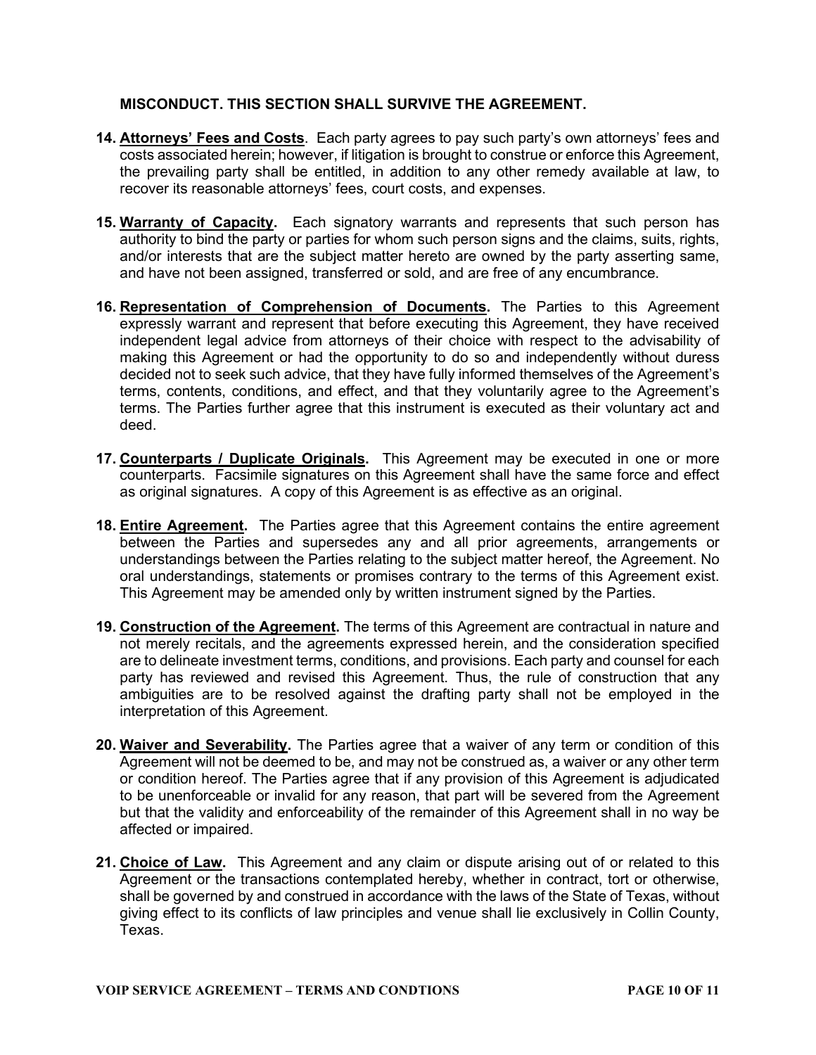**MISCONDUCT. THIS SECTION SHALL SURVIVE THE AGREEMENT.**

14. **Attorneys' Fees and Costs**. Each party agrees to pay such party's own attorneys' fees and costs associated herein; however, if litigation is brought to construe or enforce this Agreement, the prevailing party shall be entitled, in addition to any other remedy available at law, to recover its reasonable attorneys' fees, court costs, and expenses.

15. **Warranty of Capacity.** Each signatory warrants and represents that such person has authority to bind the party or parties for whom such person signs and the claims, suits, rights, and/or interests that are the subject matter hereto are owned by the party asserting same, and have not been assigned, transferred or sold, and are free of any encumbrance.

16. **Representation of Comprehension of Documents.** The Parties to this Agreement expressly warrant and represent that before executing this Agreement, they have received independent legal advice from attorneys of their choice with respect to the advisability of making this Agreement or had the opportunity to do so and independently without duress decided not to seek such advice, that they have fully informed themselves of the Agreement's terms, contents, conditions, and effect, and that they voluntarily agree to the Agreement's terms. The Parties further agree that this instrument is executed as their voluntary act and deed.

17. **Counterparts / Duplicate Originals.** This Agreement may be executed in one or more counterparts. Facsimile signatures on this Agreement shall have the same force and effect as original signatures. A copy of this Agreement is as effective as an original.

18. **Entire Agreement.** The Parties agree that this Agreement contains the entire agreement between the Parties and supersedes any and all prior agreements, arrangements or understandings between the Parties relating to the subject matter hereof, the Agreement. No oral understandings, statements or promises contrary to the terms of this Agreement exist. This Agreement may be amended only by written instrument signed by the Parties.

19. **Construction of the Agreement.** The terms of this Agreement are contractual in nature and not merely recitals, and the agreements expressed herein, and the consideration specified are to delineate investment terms, conditions, and provisions. Each party and counsel for each party has reviewed and revised this Agreement. Thus, the rule of construction that any ambiguities are to be resolved against the drafting party shall not be employed in the interpretation of this Agreement.

20. **Waiver and Severability.** The Parties agree that a waiver of any term or condition of this Agreement will not be deemed to be, and may not be construed as, a waiver or any other term or condition hereof. The Parties agree that if any provision of this Agreement is adjudicated to be unenforceable or invalid for any reason, that part will be severed from the Agreement but that the validity and enforceability of the remainder of this Agreement shall in no way be affected or impaired.

21. **Choice of Law.** This Agreement and any claim or dispute arising out of or related to this Agreement or the transactions contemplated hereby, whether in contract, tort or otherwise, shall be governed by and construed in accordance with the laws of the State of Texas, without giving effect to its conflicts of law principles and venue shall lie exclusively in Collin County, Texas.